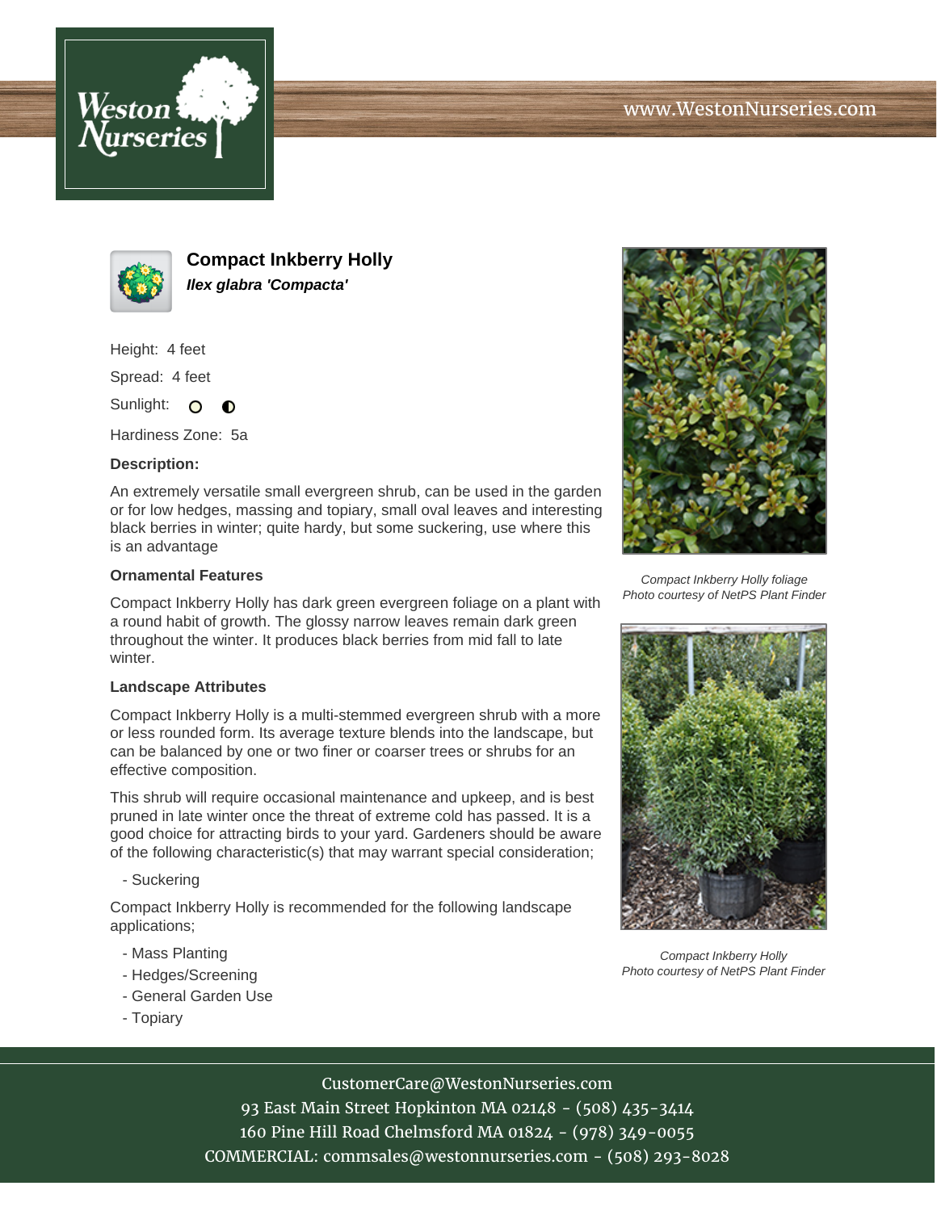# Compact Inkberry Holly

***Ilex glabra 'Compacta'***

Height: 4 feet

Spread: 4 feet

Sunlight: ○ ◐

Hardiness Zone: 5a

**Description:**

An extremely versatile small evergreen shrub, can be used in the garden or for low hedges, massing and topiary, small oval leaves and interesting black berries in winter; quite hardy, but some suckering, use where this is an advantage

### Ornamental Features

Compact Inkberry Holly has dark green evergreen foliage on a plant with a round habit of growth. The glossy narrow leaves remain dark green throughout the winter. It produces black berries from mid fall to late winter.

### Landscape Attributes

Compact Inkberry Holly is a multi-stemmed evergreen shrub with a more or less rounded form. Its average texture blends into the landscape, but can be balanced by one or two finer or coarser trees or shrubs for an effective composition.

This shrub will require occasional maintenance and upkeep, and is best pruned in late winter once the threat of extreme cold has passed. It is a good choice for attracting birds to your yard. Gardeners should be aware of the following characteristic(s) that may warrant special consideration;

- Suckering

Compact Inkberry Holly is recommended for the following landscape applications;

- Mass Planting
- Hedges/Screening
- General Garden Use
- Topiary

*Compact Inkberry Holly foliage*
*Photo courtesy of NetPS Plant Finder*

*Compact Inkberry Holly*
*Photo courtesy of NetPS Plant Finder*

CustomerCare@WestonNurseries.com
93 East Main Street Hopkinton MA 02148 - (508) 435-3414
160 Pine Hill Road Chelmsford MA 01824 - (978) 349-0055
COMMERCIAL: commsales@westonnurseries.com - (508) 293-8028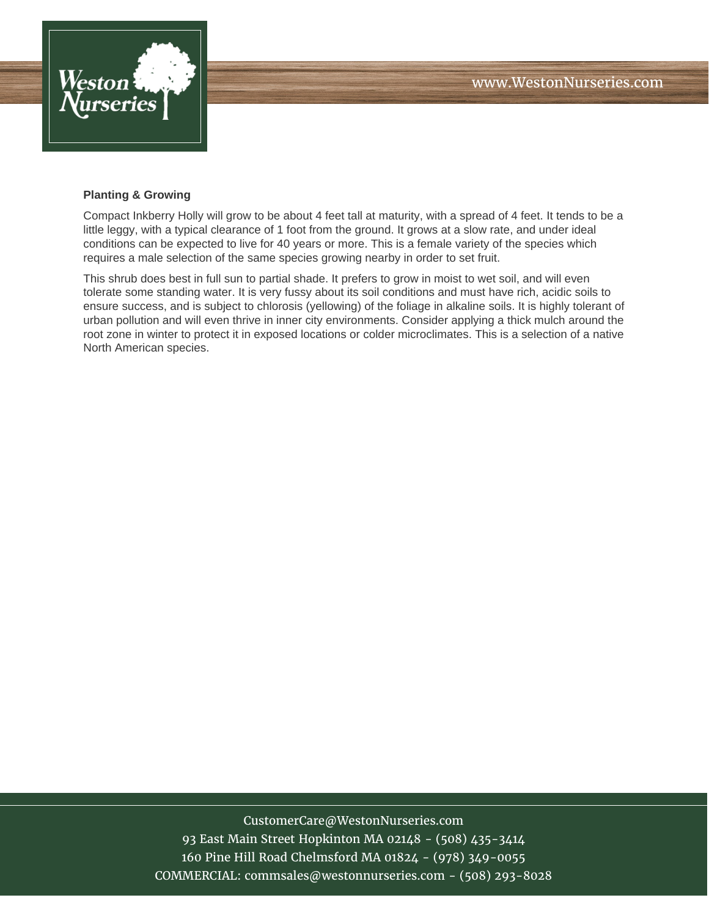**Planting & Growing**

Compact Inkberry Holly will grow to be about 4 feet tall at maturity, with a spread of 4 feet. It tends to be a little leggy, with a typical clearance of 1 foot from the ground. It grows at a slow rate, and under ideal conditions can be expected to live for 40 years or more. This is a female variety of the species which requires a male selection of the same species growing nearby in order to set fruit.

This shrub does best in full sun to partial shade. It prefers to grow in moist to wet soil, and will even tolerate some standing water. It is very fussy about its soil conditions and must have rich, acidic soils to ensure success, and is subject to chlorosis (yellowing) of the foliage in alkaline soils. It is highly tolerant of urban pollution and will even thrive in inner city environments. Consider applying a thick mulch around the root zone in winter to protect it in exposed locations or colder microclimates. This is a selection of a native North American species.